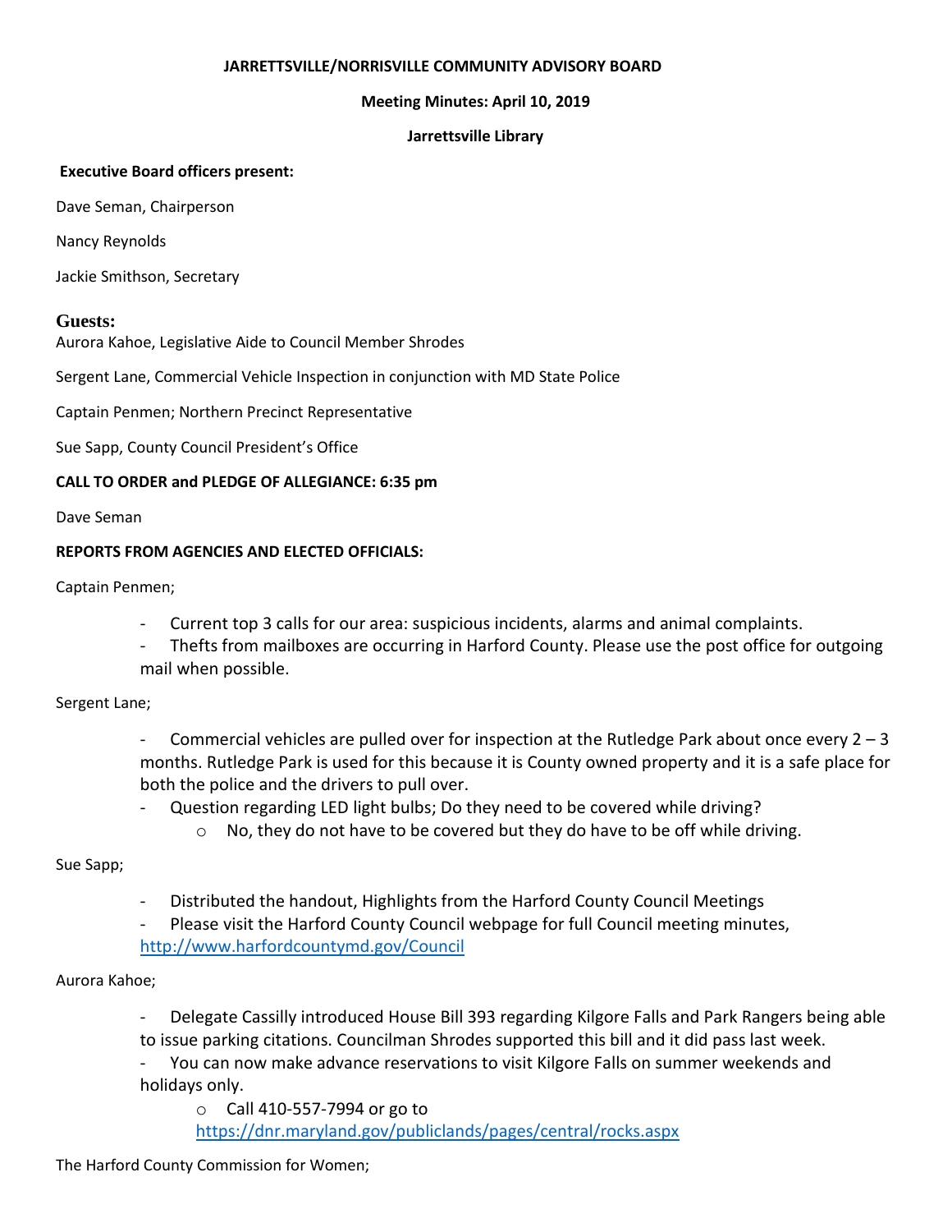**JARRETTSVILLE/NORRISVILLE COMMUNITY ADVISORY BOARD**

**Meeting Minutes: April 10, 2019**

**Jarrettsville Library**

**Executive Board officers present:**

Dave Seman, Chairperson

Nancy Reynolds

Jackie Smithson, Secretary

**Guests:**

Aurora Kahoe, Legislative Aide to Council Member Shrodes

Sergent Lane, Commercial Vehicle Inspection in conjunction with MD State Police

Captain Penmen; Northern Precinct Representative

Sue Sapp, County Council President's Office

**CALL TO ORDER and PLEDGE OF ALLEGIANCE: 6:35 pm**

Dave Seman

**REPORTS FROM AGENCIES AND ELECTED OFFICIALS:**

Captain Penmen;

- Current top 3 calls for our area: suspicious incidents, alarms and animal complaints.
- Thefts from mailboxes are occurring in Harford County. Please use the post office for outgoing mail when possible.

Sergent Lane;

- Commercial vehicles are pulled over for inspection at the Rutledge Park about once every 2 – 3 months. Rutledge Park is used for this because it is County owned property and it is a safe place for both the police and the drivers to pull over.
- Question regarding LED light bulbs; Do they need to be covered while driving?
  - No, they do not have to be covered but they do have to be off while driving.

Sue Sapp;

- Distributed the handout, Highlights from the Harford County Council Meetings
- Please visit the Harford County Council webpage for full Council meeting minutes, http://www.harfordcountymd.gov/Council

Aurora Kahoe;

- Delegate Cassilly introduced House Bill 393 regarding Kilgore Falls and Park Rangers being able to issue parking citations. Councilman Shrodes supported this bill and it did pass last week.
- You can now make advance reservations to visit Kilgore Falls on summer weekends and holidays only.
  - Call 410-557-7994 or go to https://dnr.maryland.gov/publiclands/pages/central/rocks.aspx

The Harford County Commission for Women;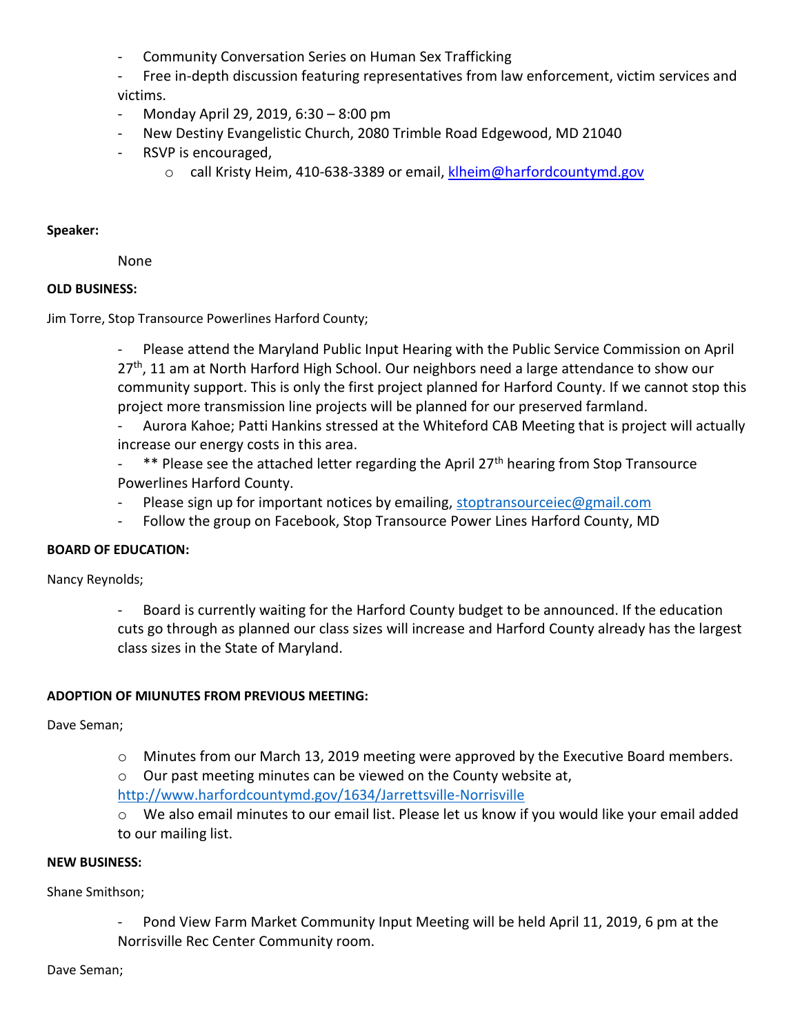- Community Conversation Series on Human Sex Trafficking
- Free in-depth discussion featuring representatives from law enforcement, victim services and victims.
- Monday April 29, 2019, 6:30 – 8:00 pm
- New Destiny Evangelistic Church, 2080 Trimble Road Edgewood, MD 21040
- RSVP is encouraged,
  - call Kristy Heim, 410-638-3389 or email, klheim@harfordcountymd.gov

**Speaker:**

None

**OLD BUSINESS:**

Jim Torre, Stop Transource Powerlines Harford County;

- Please attend the Maryland Public Input Hearing with the Public Service Commission on April 27th, 11 am at North Harford High School. Our neighbors need a large attendance to show our community support. This is only the first project planned for Harford County. If we cannot stop this project more transmission line projects will be planned for our preserved farmland.
- Aurora Kahoe; Patti Hankins stressed at the Whiteford CAB Meeting that is project will actually increase our energy costs in this area.
- ** Please see the attached letter regarding the April 27th hearing from Stop Transource Powerlines Harford County.
- Please sign up for important notices by emailing, stoptransourceiec@gmail.com
- Follow the group on Facebook, Stop Transource Power Lines Harford County, MD

**BOARD OF EDUCATION:**

Nancy Reynolds;

- Board is currently waiting for the Harford County budget to be announced. If the education cuts go through as planned our class sizes will increase and Harford County already has the largest class sizes in the State of Maryland.

**ADOPTION OF MIUNUTES FROM PREVIOUS MEETING:**

Dave Seman;

- Minutes from our March 13, 2019 meeting were approved by the Executive Board members.
- Our past meeting minutes can be viewed on the County website at, http://www.harfordcountymd.gov/1634/Jarrettsville-Norrisville
- We also email minutes to our email list. Please let us know if you would like your email added to our mailing list.

**NEW BUSINESS:**

Shane Smithson;

- Pond View Farm Market Community Input Meeting will be held April 11, 2019, 6 pm at the Norrisville Rec Center Community room.

Dave Seman;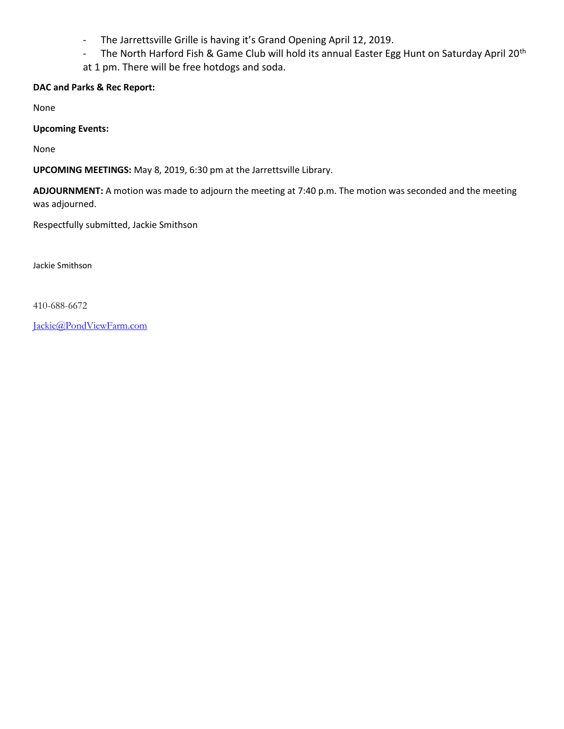- The Jarrettsville Grille is having it's Grand Opening April 12, 2019.
- The North Harford Fish & Game Club will hold its annual Easter Egg Hunt on Saturday April 20th at 1 pm. There will be free hotdogs and soda.

**DAC and Parks & Rec Report:**

None

**Upcoming Events:**

None

**UPCOMING MEETINGS:** May 8, 2019, 6:30 pm at the Jarrettsville Library.

**ADJOURNMENT:** A motion was made to adjourn the meeting at 7:40 p.m. The motion was seconded and the meeting was adjourned.

Respectfully submitted, Jackie Smithson

Jackie Smithson

410-688-6672

Jackie@PondViewFarm.com